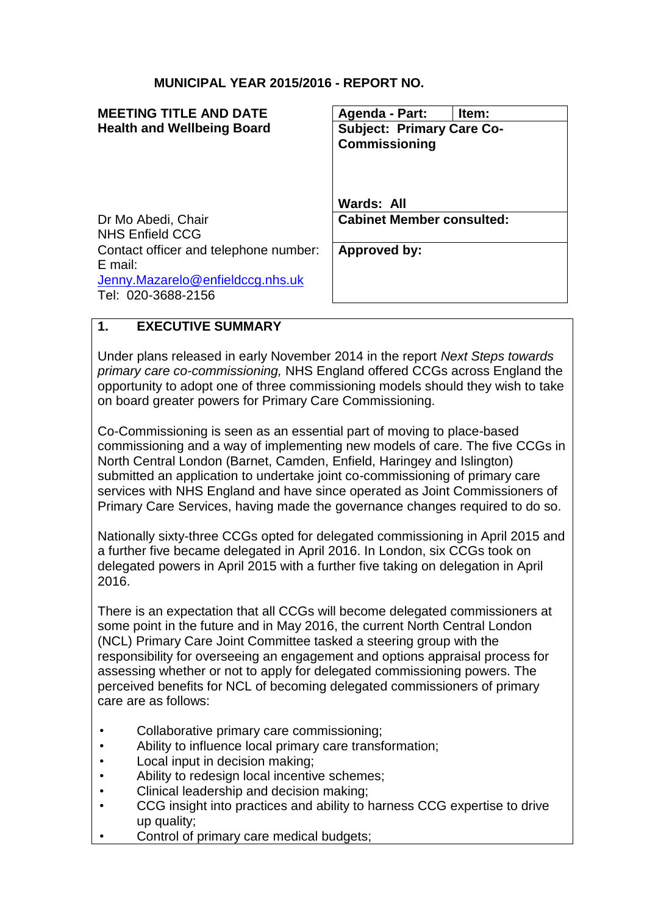**MUNICIPAL YEAR 2015/2016 - REPORT NO.**

| **MEETING TITLE AND DATE**<br>**Health and Wellbeing Board** | **Agenda - Part:** | **Item:** |
|---|---|---|
| | **Subject: Primary Care Co-Commissioning**<br><br>**Wards: All** | |
| Dr Mo Abedi, Chair<br>NHS Enfield CCG | **Cabinet Member consulted:** | |
| Contact officer and telephone number:<br>E mail: Jenny.Mazarelo@enfieldccg.nhs.uk<br>Tel: 020-3688-2156 | **Approved by:** | |

## 1. EXECUTIVE SUMMARY

Under plans released in early November 2014 in the report *Next Steps towards primary care co-commissioning,* NHS England offered CCGs across England the opportunity to adopt one of three commissioning models should they wish to take on board greater powers for Primary Care Commissioning.

Co-Commissioning is seen as an essential part of moving to place-based commissioning and a way of implementing new models of care. The five CCGs in North Central London (Barnet, Camden, Enfield, Haringey and Islington) submitted an application to undertake joint co-commissioning of primary care services with NHS England and have since operated as Joint Commissioners of Primary Care Services, having made the governance changes required to do so.

Nationally sixty-three CCGs opted for delegated commissioning in April 2015 and a further five became delegated in April 2016. In London, six CCGs took on delegated powers in April 2015 with a further five taking on delegation in April 2016.

There is an expectation that all CCGs will become delegated commissioners at some point in the future and in May 2016, the current North Central London (NCL) Primary Care Joint Committee tasked a steering group with the responsibility for overseeing an engagement and options appraisal process for assessing whether or not to apply for delegated commissioning powers. The perceived benefits for NCL of becoming delegated commissioners of primary care are as follows:

- Collaborative primary care commissioning;
- Ability to influence local primary care transformation;
- Local input in decision making;
- Ability to redesign local incentive schemes;
- Clinical leadership and decision making;
- CCG insight into practices and ability to harness CCG expertise to drive up quality;
- Control of primary care medical budgets;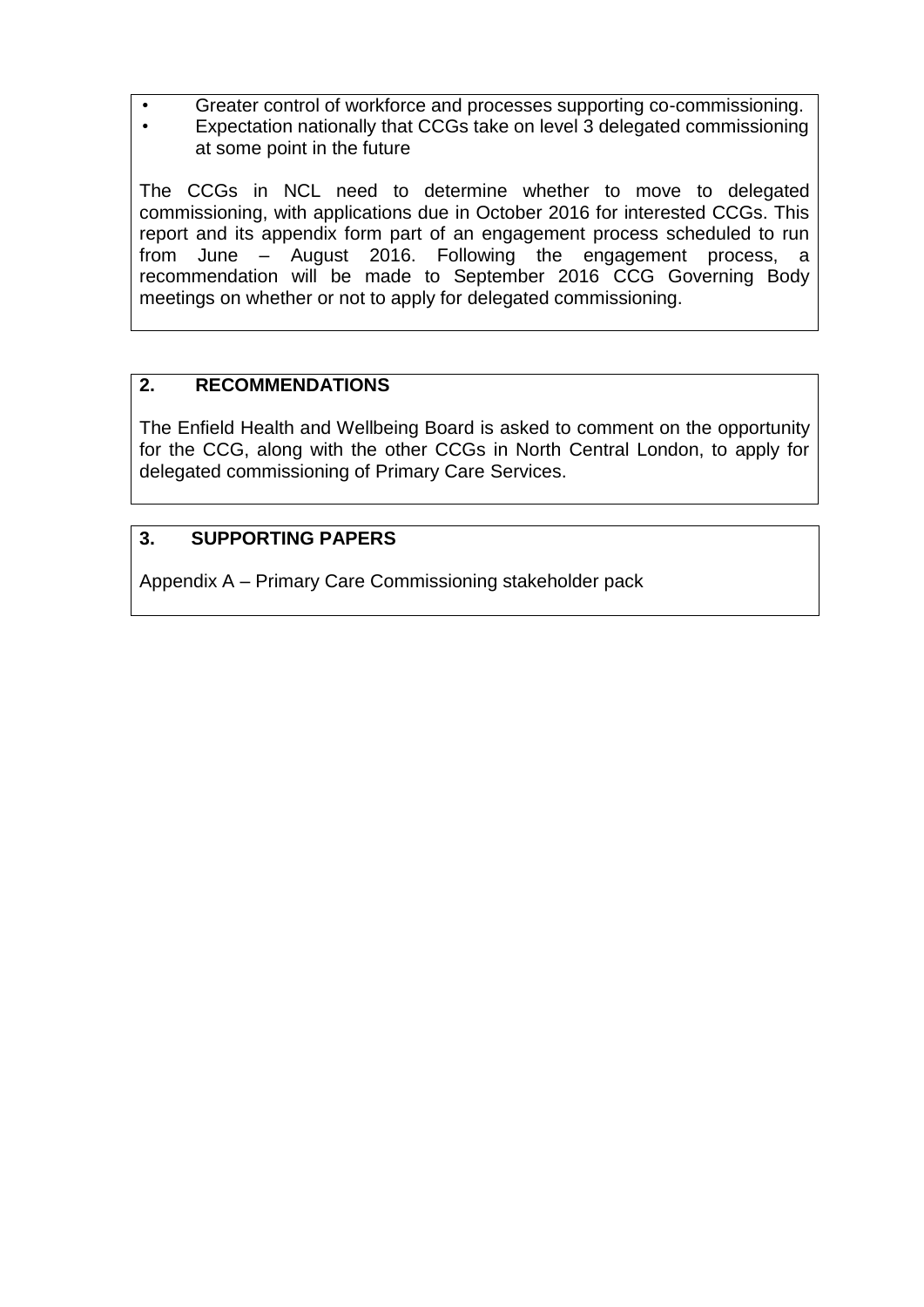- Greater control of workforce and processes supporting co-commissioning.
- Expectation nationally that CCGs take on level 3 delegated commissioning at some point in the future

The CCGs in NCL need to determine whether to move to delegated commissioning, with applications due in October 2016 for interested CCGs. This report and its appendix form part of an engagement process scheduled to run from June – August 2016. Following the engagement process, a recommendation will be made to September 2016 CCG Governing Body meetings on whether or not to apply for delegated commissioning.

## 2. RECOMMENDATIONS

The Enfield Health and Wellbeing Board is asked to comment on the opportunity for the CCG, along with the other CCGs in North Central London, to apply for delegated commissioning of Primary Care Services.

## 3. SUPPORTING PAPERS

Appendix A – Primary Care Commissioning stakeholder pack